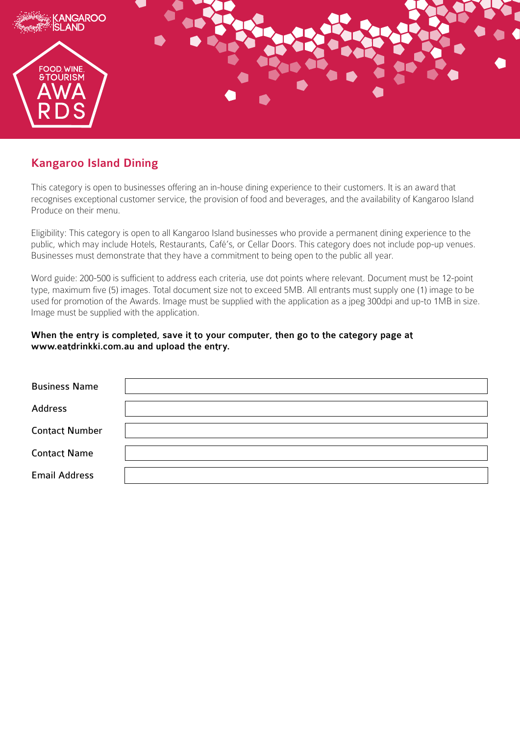## Kangaroo Island Dining

This category is open to businesses offering an in-house dining experience to their customers. It is an award that recognises exceptional customer service, the provision of food and beverages, and the availability of Kangaroo Island Produce on their menu.

Eligibility: This category is open to all Kangaroo Island businesses who provide a permanent dining experience to the public, which may include Hotels, Restaurants, Café's, or Cellar Doors. This category does not include pop-up venues. Businesses must demonstrate that they have a commitment to being open to the public all year.

Word guide: 200-500 is sufficient to address each criteria, use dot points where relevant. Document must be 12-point type, maximum five (5) images. Total document size not to exceed 5MB. All entrants must supply one (1) image to be used for promotion of the Awards. Image must be supplied with the application as a jpeg 300dpi and up-to 1MB in size. Image must be supplied with the application.

**When the entry is completed, save it to your computer, then go to the category page at www.eatdrinkki.com.au and upload the entry.**

| | |
|---|---|
| Business Name | |
| Address | |
| Contact Number | |
| Contact Name | |
| Email Address | |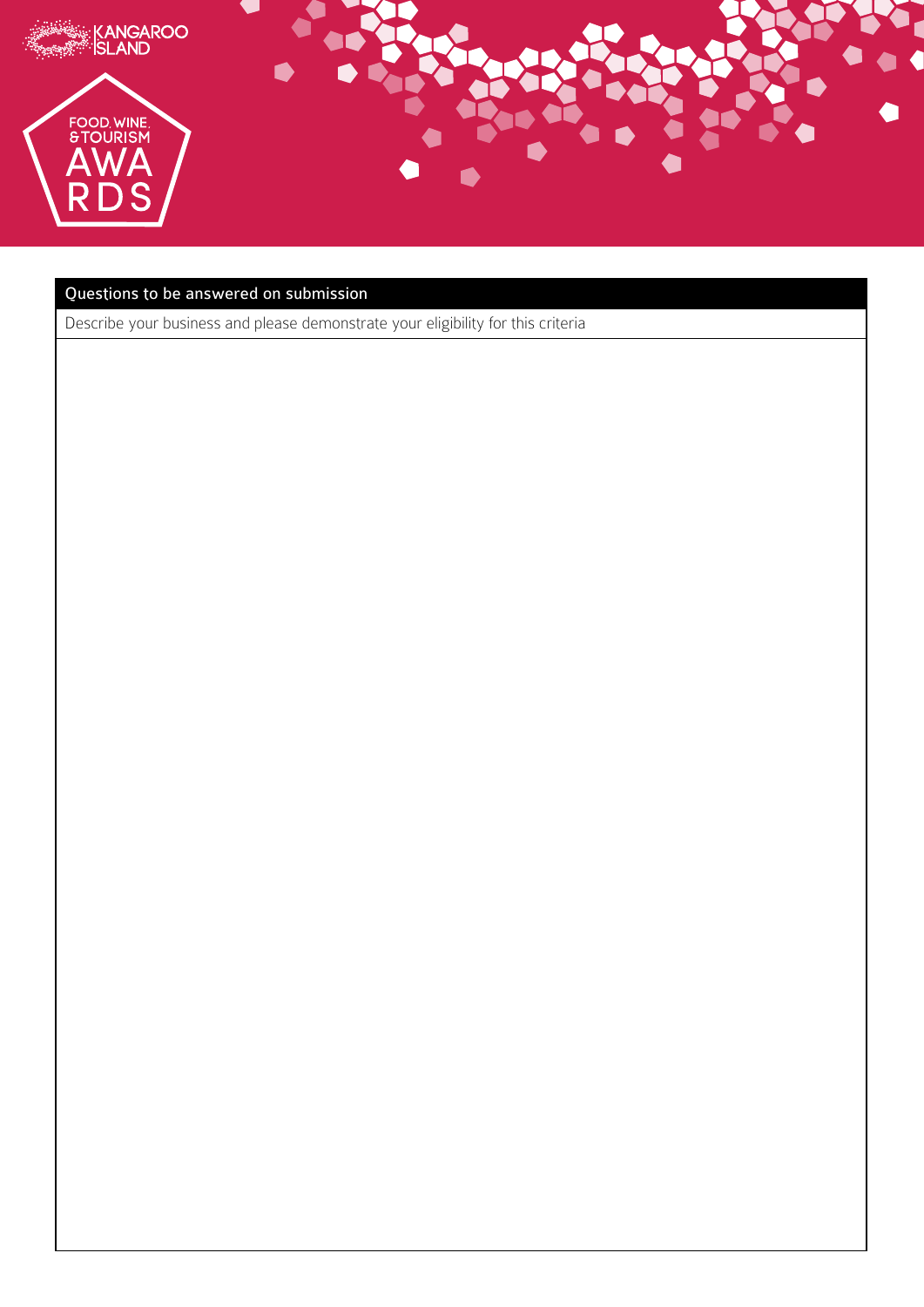| Questions to be answered on submission |
| --- |
| Describe your business and please demonstrate your eligibility for this criteria |
| |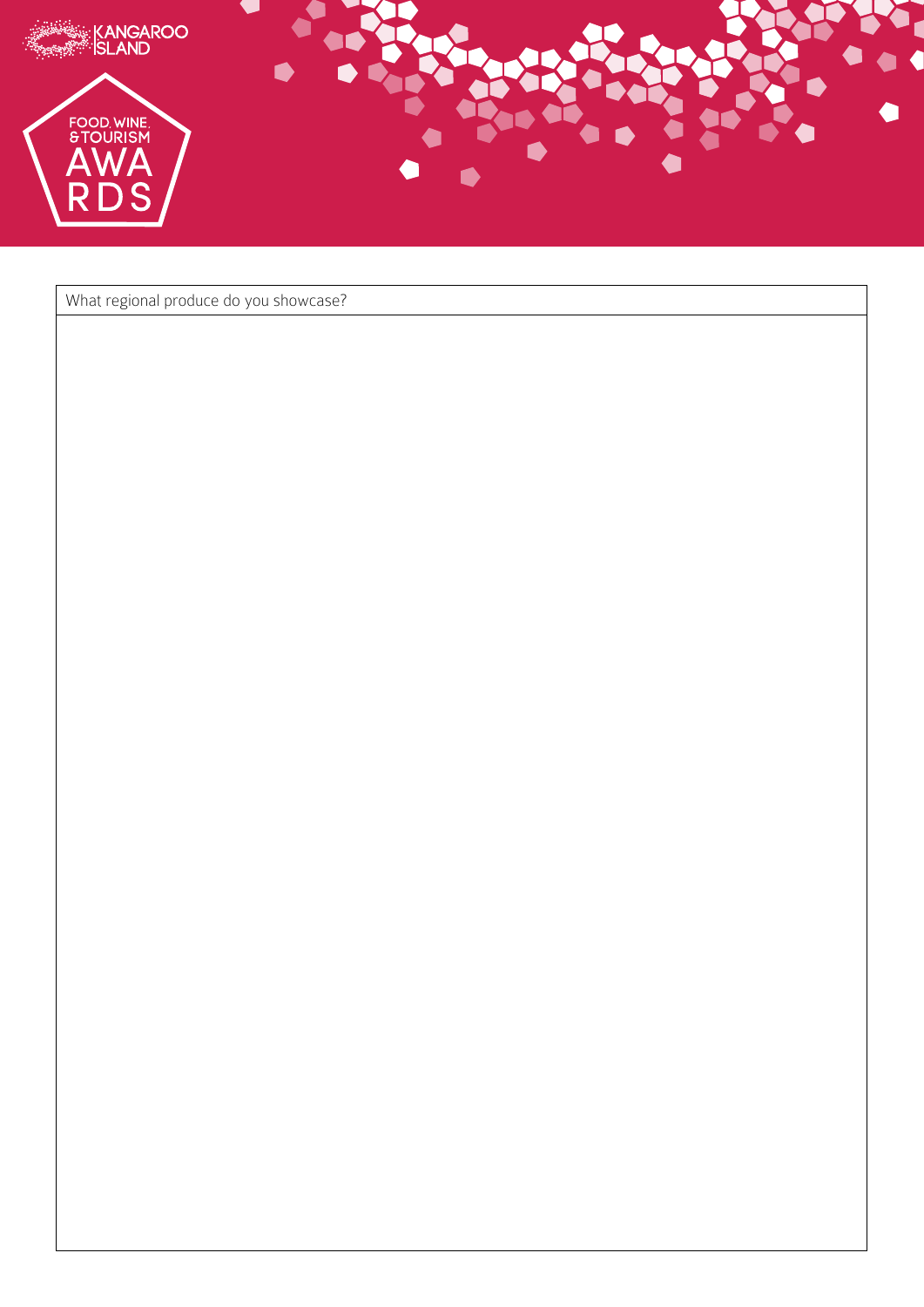| What regional produce do you showcase? |
| --- |
| |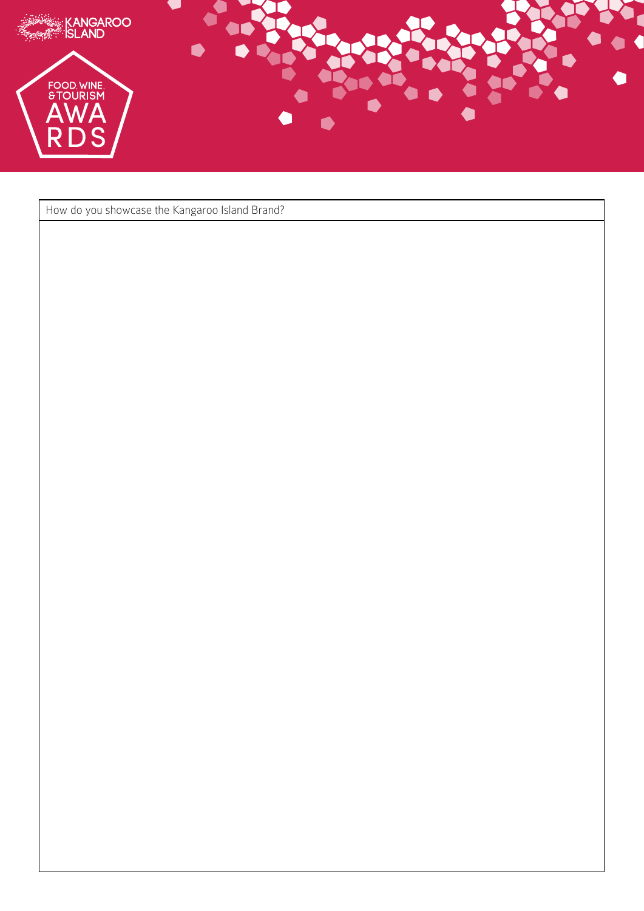| How do you showcase the Kangaroo Island Brand? |
| --- |
| |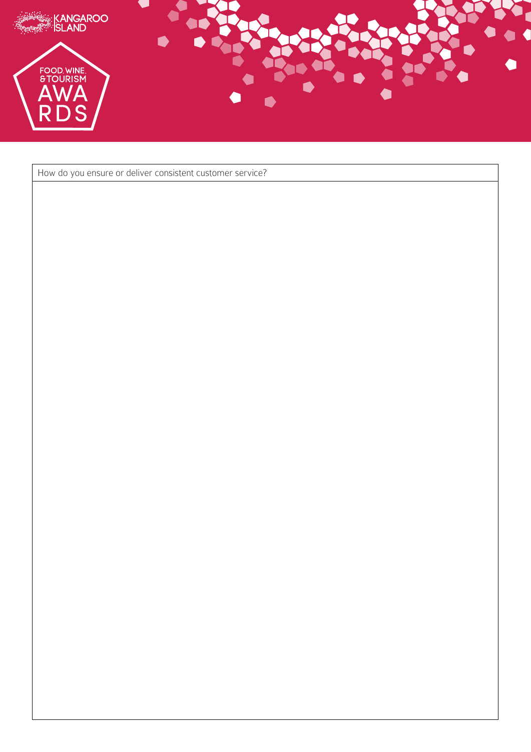| How do you ensure or deliver consistent customer service? |
| --- |
| |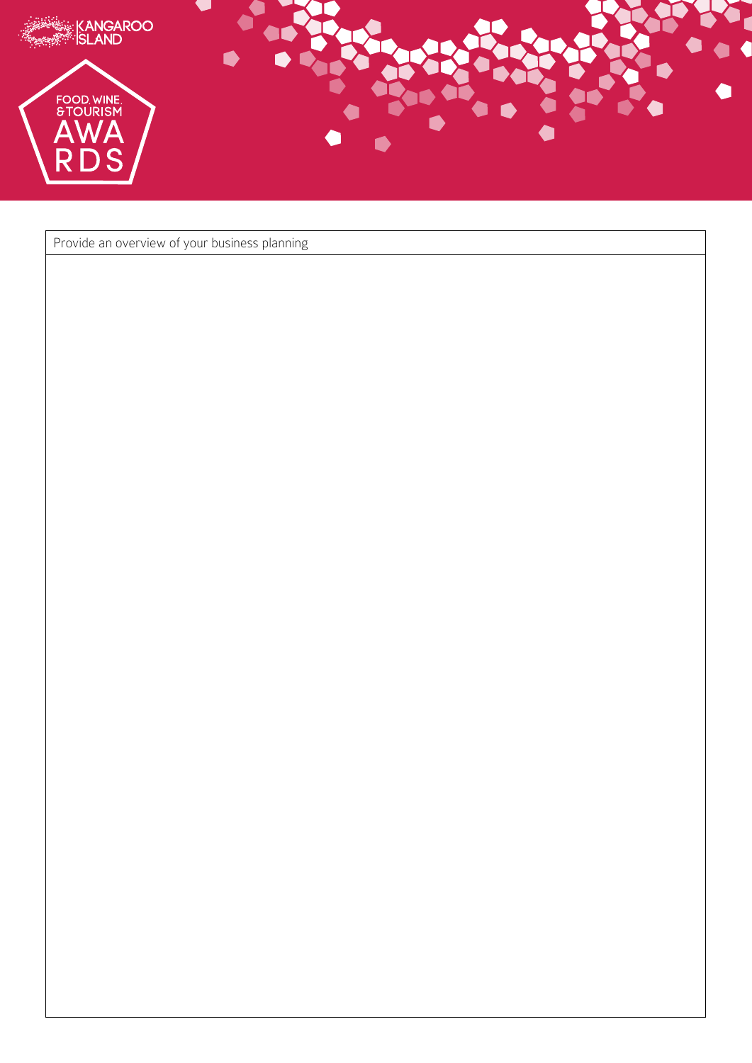KANGAROO ISLAND

FOOD. WINE. & TOURISM AWARDS

| Provide an overview of your business planning |
| --- |
| |